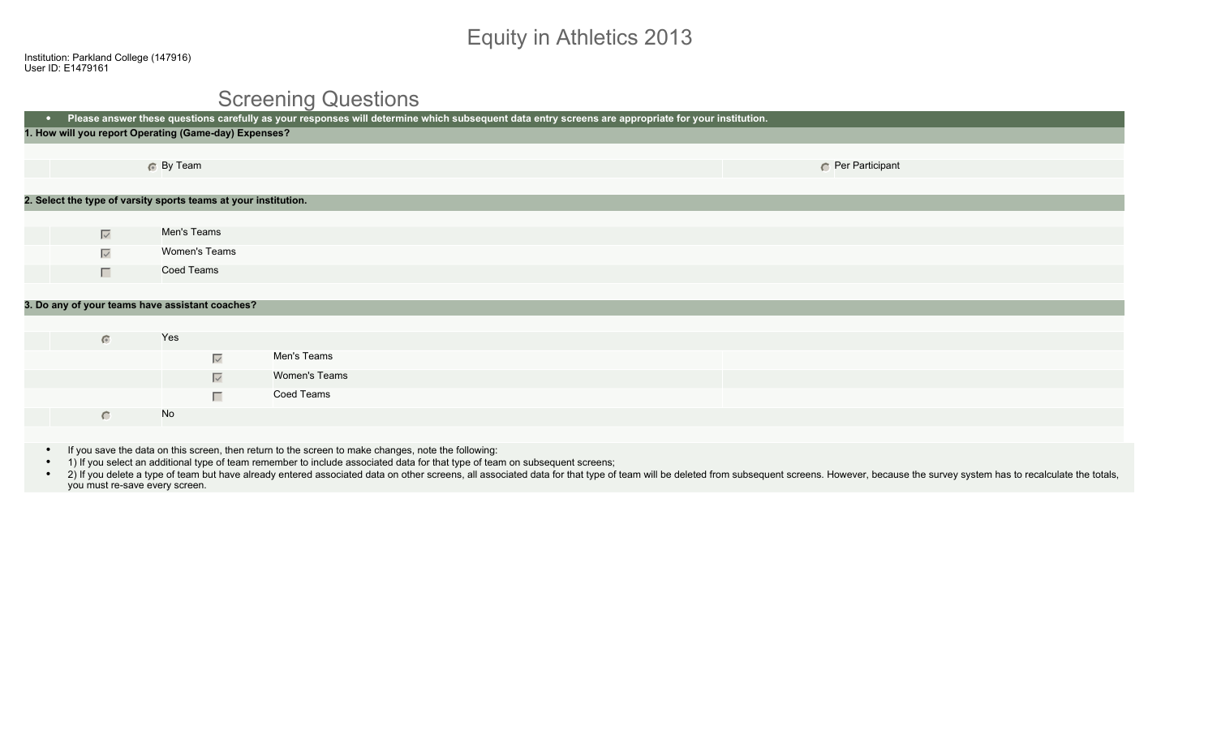# Equity in Athletics 2013

Institution: Parkland College (147916)
User ID: E1479161

## Screening Questions

- **Please answer these questions carefully as your responses will determine which subsequent data entry screens are appropriate for your institution.**

**1. How will you report Operating (Game-day) Expenses?**

- (•) By Team
- ( ) Per Participant

**2. Select the type of varsity sports teams at your institution.**

- [x] Men's Teams
- [x] Women's Teams
- [ ] Coed Teams

**3. Do any of your teams have assistant coaches?**

- (•) Yes
  - [x] Men's Teams
  - [x] Women's Teams
  - [ ] Coed Teams
- ( ) No

- If you save the data on this screen, then return to the screen to make changes, note the following:
- 1) If you select an additional type of team remember to include associated data for that type of team on subsequent screens;
- 2) If you delete a type of team but have already entered associated data on other screens, all associated data for that type of team will be deleted from subsequent screens. However, because the survey system has to recalculate the totals, you must re-save every screen.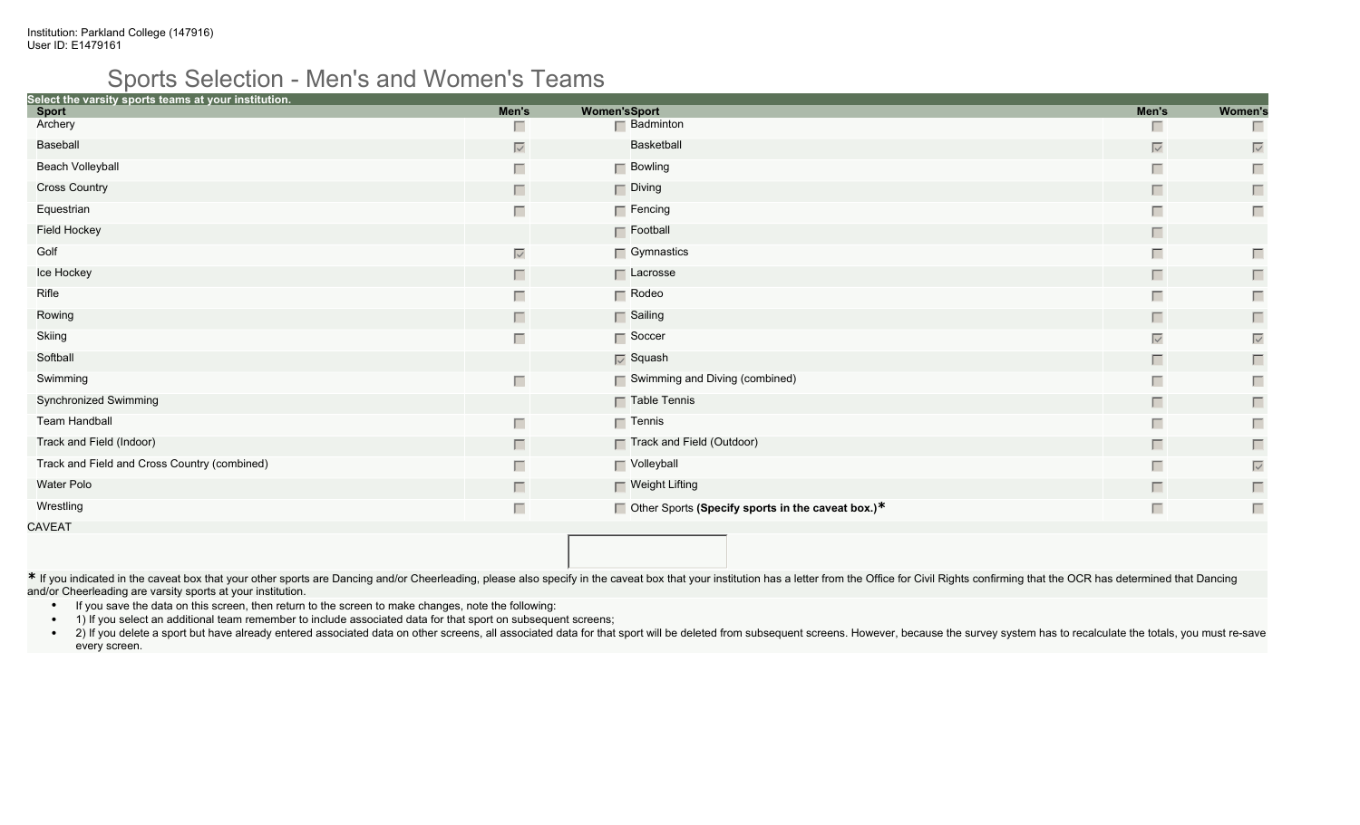# Sports Selection - Men's and Women's Teams

Select the varsity sports teams at your institution.

| Sport | Men's | Women's | Sport | Men's | Women's |
|---|---|---|---|---|---|
| Archery | ☐ | ☐ | Badminton | ☐ | ☐ |
| Baseball | ☑ | | Basketball | ☑ | ☑ |
| Beach Volleyball | ☐ | ☐ | Bowling | ☐ | ☐ |
| Cross Country | ☐ | ☐ | Diving | ☐ | ☐ |
| Equestrian | ☐ | ☐ | Fencing | ☐ | ☐ |
| Field Hockey | | ☐ | Football | ☐ | |
| Golf | ☑ | ☐ | Gymnastics | ☐ | ☐ |
| Ice Hockey | ☐ | ☐ | Lacrosse | ☐ | ☐ |
| Rifle | ☐ | ☐ | Rodeo | ☐ | ☐ |
| Rowing | ☐ | ☐ | Sailing | ☐ | ☐ |
| Skiing | ☐ | ☐ | Soccer | ☑ | ☑ |
| Softball | | ☑ | Squash | ☐ | ☐ |
| Swimming | ☐ | ☐ | Swimming and Diving (combined) | ☐ | ☐ |
| Synchronized Swimming | | ☐ | Table Tennis | ☐ | ☐ |
| Team Handball | ☐ | ☐ | Tennis | ☐ | ☐ |
| Track and Field (Indoor) | ☐ | ☐ | Track and Field (Outdoor) | ☐ | ☐ |
| Track and Field and Cross Country (combined) | ☐ | ☐ | Volleyball | ☐ | ☑ |
| Water Polo | ☐ | ☐ | Weight Lifting | ☐ | ☐ |
| Wrestling | ☐ | ☐ | Other Sports **(Specify sports in the caveat box.)*** | ☐ | ☐ |

CAVEAT

\* If you indicated in the caveat box that your other sports are Dancing and/or Cheerleading, please also specify in the caveat box that your institution has a letter from the Office for Civil Rights confirming that the OCR has determined that Dancing and/or Cheerleading are varsity sports at your institution.

- If you save the data on this screen, then return to the screen to make changes, note the following:
- 1) If you select an additional team remember to include associated data for that sport on subsequent screens;
- 2) If you delete a sport but have already entered associated data on other screens, all associated data for that sport will be deleted from subsequent screens. However, because the survey system has to recalculate the totals, you must re-save every screen.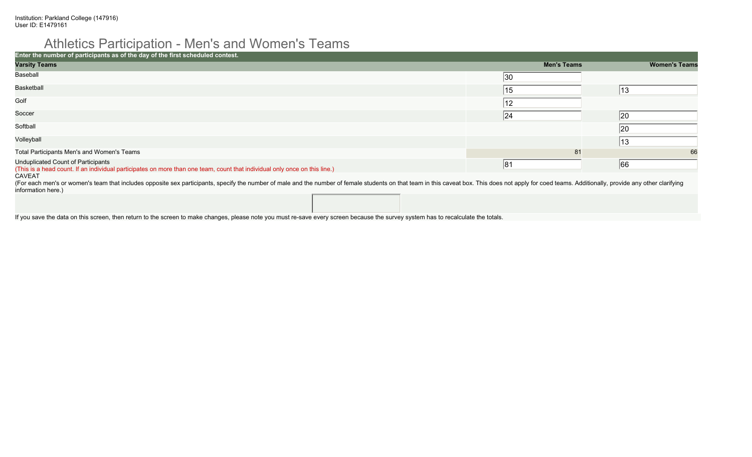Institution: Parkland College (147916)
User ID: E1479161

# Athletics Participation - Men's and Women's Teams

**Enter the number of participants as of the day of the first scheduled contest.**

| Varsity Teams | Men's Teams | Women's Teams |
|---|---|---|
| Baseball | 30 | |
| Basketball | 15 | 13 |
| Golf | 12 | |
| Soccer | 24 | 20 |
| Softball | | 20 |
| Volleyball | | 13 |
| Total Participants Men's and Women's Teams | 81 | 66 |
| Unduplicated Count of Participants (This is a head count. If an individual participates on more than one team, count that individual only once on this line.) | 81 | 66 |

CAVEAT
(For each men's or women's team that includes opposite sex participants, specify the number of male and the number of female students on that team in this caveat box. This does not apply for coed teams. Additionally, provide any other clarifying information here.)

If you save the data on this screen, then return to the screen to make changes, please note you must re-save every screen because the survey system has to recalculate the totals.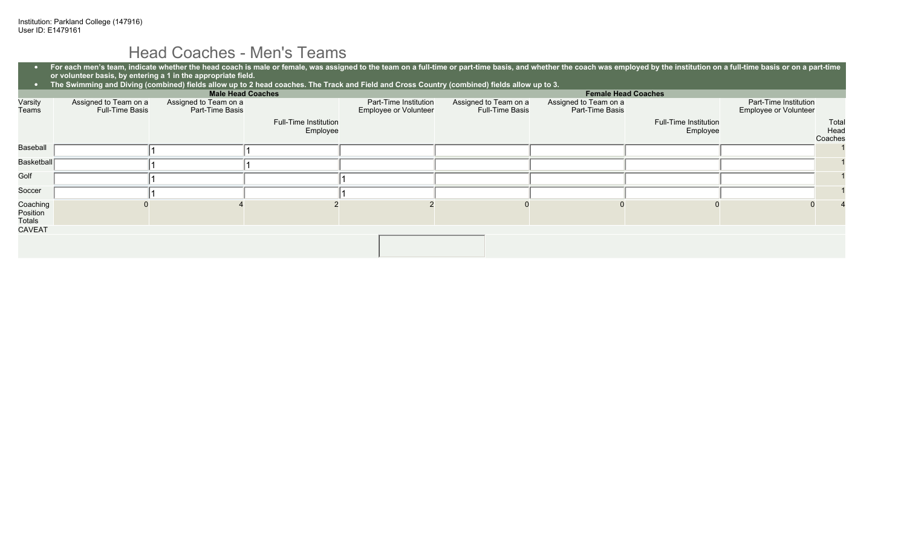Institution: Parkland College (147916)
User ID: E1479161

# Head Coaches - Men's Teams

- For each men's team, indicate whether the head coach is male or female, was assigned to the team on a full-time or part-time basis, and whether the coach was employed by the institution on a full-time basis or on a part-time or volunteer basis, by entering a 1 in the appropriate field.
- The Swimming and Diving (combined) fields allow up to 2 head coaches. The Track and Field and Cross Country (combined) fields allow up to 3.

| | Male Head Coaches | | | | Female Head Coaches | | | | |
|---|---|---|---|---|---|---|---|---|---|
| Varsity Teams | Assigned to Team on a Full-Time Basis | Assigned to Team on a Part-Time Basis | Full-Time Institution Employee | Part-Time Institution Employee or Volunteer | Assigned to Team on a Full-Time Basis | Assigned to Team on a Part-Time Basis | Full-Time Institution Employee | Part-Time Institution Employee or Volunteer | Total Head Coaches |
| Baseball | | 1 | 1 | | | | | | 1 |
| Basketball | | 1 | 1 | | | | | | 1 |
| Golf | | 1 | | 1 | | | | | 1 |
| Soccer | | 1 | | 1 | | | | | 1 |
| Coaching Position Totals | 0 | 4 | 2 | 2 | 0 | 0 | 0 | 0 | 4 |

CAVEAT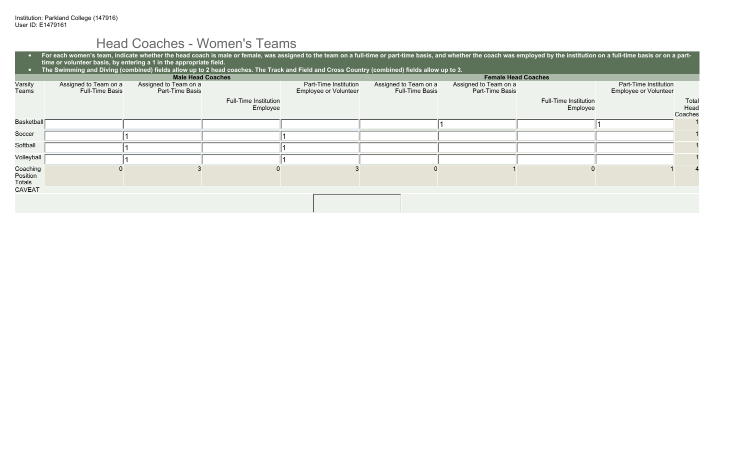Institution: Parkland College (147916)
User ID: E1479161

# Head Coaches - Women's Teams

- **For each women's team, indicate whether the head coach is male or female, was assigned to the team on a full-time or part-time basis, and whether the coach was employed by the institution on a full-time basis or on a part-time or volunteer basis, by entering a 1 in the appropriate field.**
- **The Swimming and Diving (combined) fields allow up to 2 head coaches. The Track and Field and Cross Country (combined) fields allow up to 3.**

| | Male Head Coaches | | | | Female Head Coaches | | | | |
|---|---|---|---|---|---|---|---|---|---|
| Varsity Teams | Assigned to Team on a Full-Time Basis | Assigned to Team on a Part-Time Basis | Full-Time Institution Employee | Part-Time Institution Employee or Volunteer | Assigned to Team on a Full-Time Basis | Assigned to Team on a Part-Time Basis | Full-Time Institution Employee | Part-Time Institution Employee or Volunteer | Total Head Coaches |
| Basketball | | | | | | 1 | | 1 | 1 |
| Soccer | | 1 | | 1 | | | | | 1 |
| Softball | | 1 | | 1 | | | | | 1 |
| Volleyball | | 1 | | 1 | | | | | 1 |
| Coaching Position Totals | 0 | 3 | 0 | 3 | 0 | 1 | 0 | 1 | 4 |

CAVEAT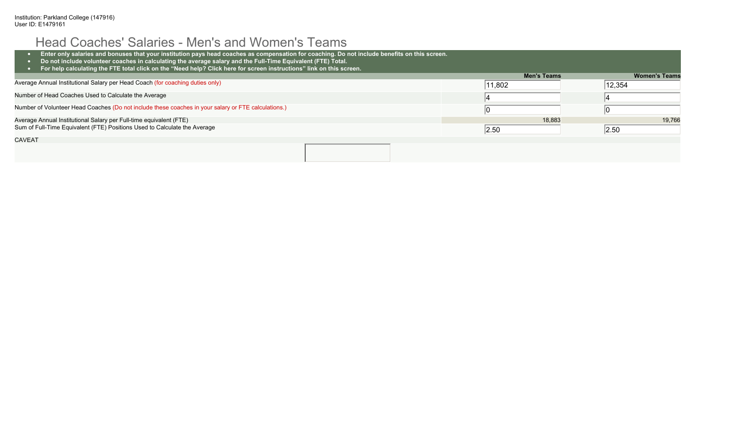Institution: Parkland College (147916)
User ID: E1479161

# Head Coaches' Salaries - Men's and Women's Teams

- **Enter only salaries and bonuses that your institution pays head coaches as compensation for coaching. Do not include benefits on this screen.**
- **Do not include volunteer coaches in calculating the average salary and the Full-Time Equivalent (FTE) Total.**
- **For help calculating the FTE total click on the "Need help? Click here for screen instructions" link on this screen.**

| | Men's Teams | Women's Teams |
|---|---|---|
| Average Annual Institutional Salary per Head Coach (for coaching duties only) | 11,802 | 12,354 |
| Number of Head Coaches Used to Calculate the Average | 4 | 4 |
| Number of Volunteer Head Coaches (Do not include these coaches in your salary or FTE calculations.) | 0 | 0 |
| Average Annual Institutional Salary per Full-time equivalent (FTE) | 18,883 | 19,766 |
| Sum of Full-Time Equivalent (FTE) Positions Used to Calculate the Average | 2.50 | 2.50 |

CAVEAT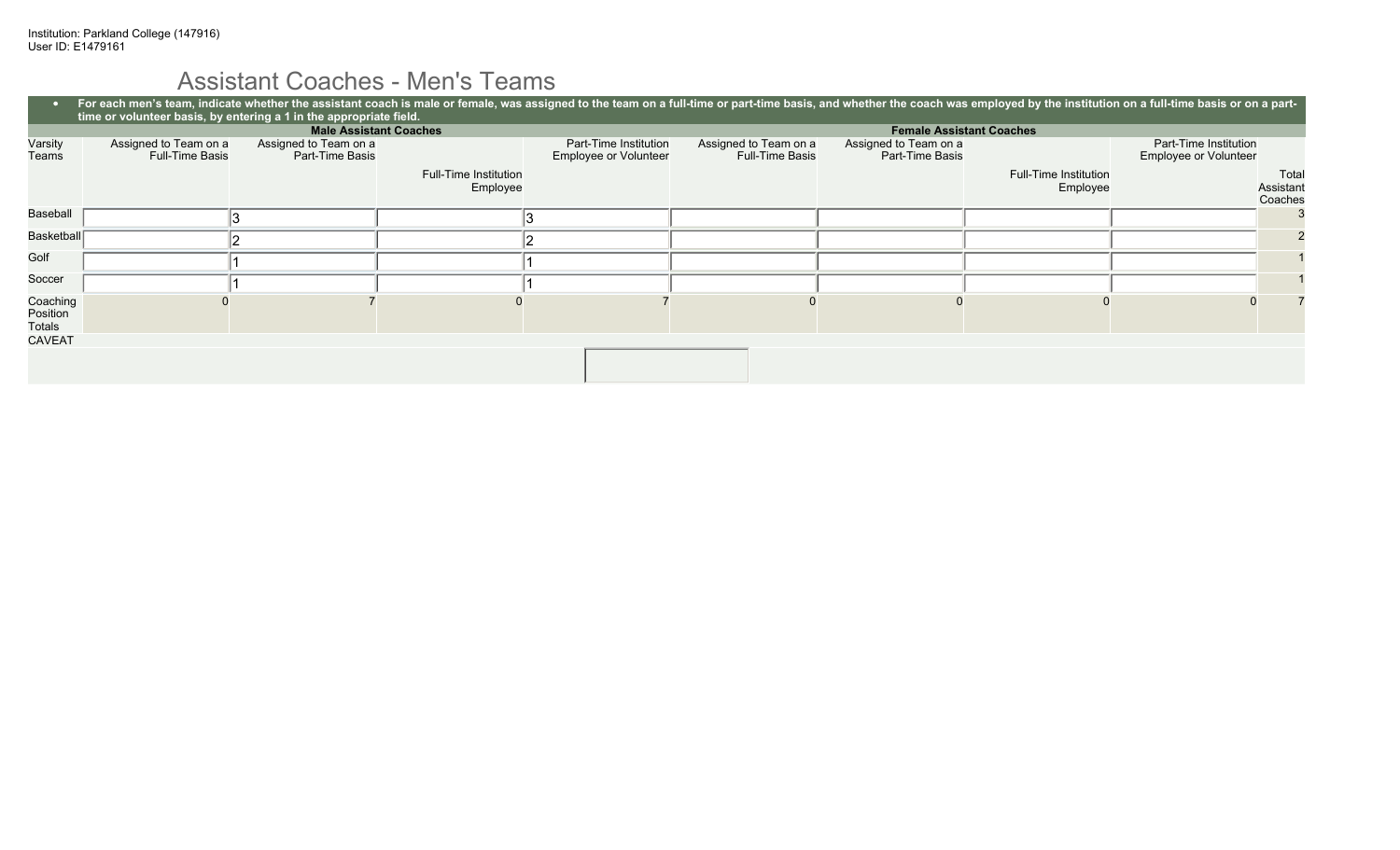Institution: Parkland College (147916)
User ID: E1479161

# Assistant Coaches - Men's Teams

- **For each men's team, indicate whether the assistant coach is male or female, was assigned to the team on a full-time or part-time basis, and whether the coach was employed by the institution on a full-time basis or on a part-time or volunteer basis, by entering a 1 in the appropriate field.**

| | Male Assistant Coaches | | | | Female Assistant Coaches | | | | |
|---|---|---|---|---|---|---|---|---|---|
| Varsity Teams | Assigned to Team on a Full-Time Basis | Assigned to Team on a Part-Time Basis | Full-Time Institution Employee | Part-Time Institution Employee or Volunteer | Assigned to Team on a Full-Time Basis | Assigned to Team on a Part-Time Basis | Full-Time Institution Employee | Part-Time Institution Employee or Volunteer | Total Assistant Coaches |
| Baseball | | 3 | | 3 | | | | | 3 |
| Basketball | | 2 | | 2 | | | | | 2 |
| Golf | | 1 | | 1 | | | | | 1 |
| Soccer | | 1 | | 1 | | | | | 1 |
| Coaching Position Totals | 0 | 7 | 0 | 7 | 0 | 0 | 0 | 0 | 7 |

CAVEAT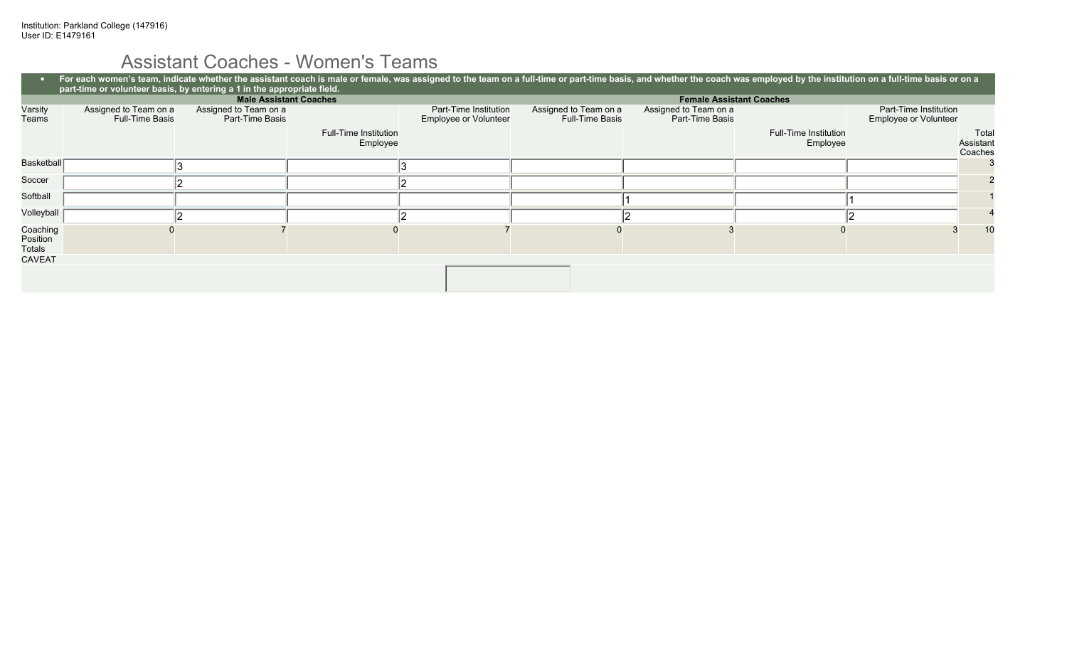Institution: Parkland College (147916)
User ID: E1479161

# Assistant Coaches - Women's Teams

- **For each women's team, indicate whether the assistant coach is male or female, was assigned to the team on a full-time or part-time basis, and whether the coach was employed by the institution on a full-time basis or on a part-time or volunteer basis, by entering a 1 in the appropriate field.**

| | Male Assistant Coaches | | | | Female Assistant Coaches | | | | |
|---|---|---|---|---|---|---|---|---|---|
| Varsity Teams | Assigned to Team on a Full-Time Basis | Assigned to Team on a Part-Time Basis | Full-Time Institution Employee | Part-Time Institution Employee or Volunteer | Assigned to Team on a Full-Time Basis | Assigned to Team on a Part-Time Basis | Full-Time Institution Employee | Part-Time Institution Employee or Volunteer | Total Assistant Coaches |
| Basketball | | 3 | | 3 | | | | | 3 |
| Soccer | | 2 | | 2 | | | | | 2 |
| Softball | | | | | | 1 | | 1 | 1 |
| Volleyball | | 2 | | 2 | | 2 | | 2 | 4 |
| Coaching Position Totals | 0 | 7 | 0 | 7 | 0 | 3 | 0 | 3 | 10 |

CAVEAT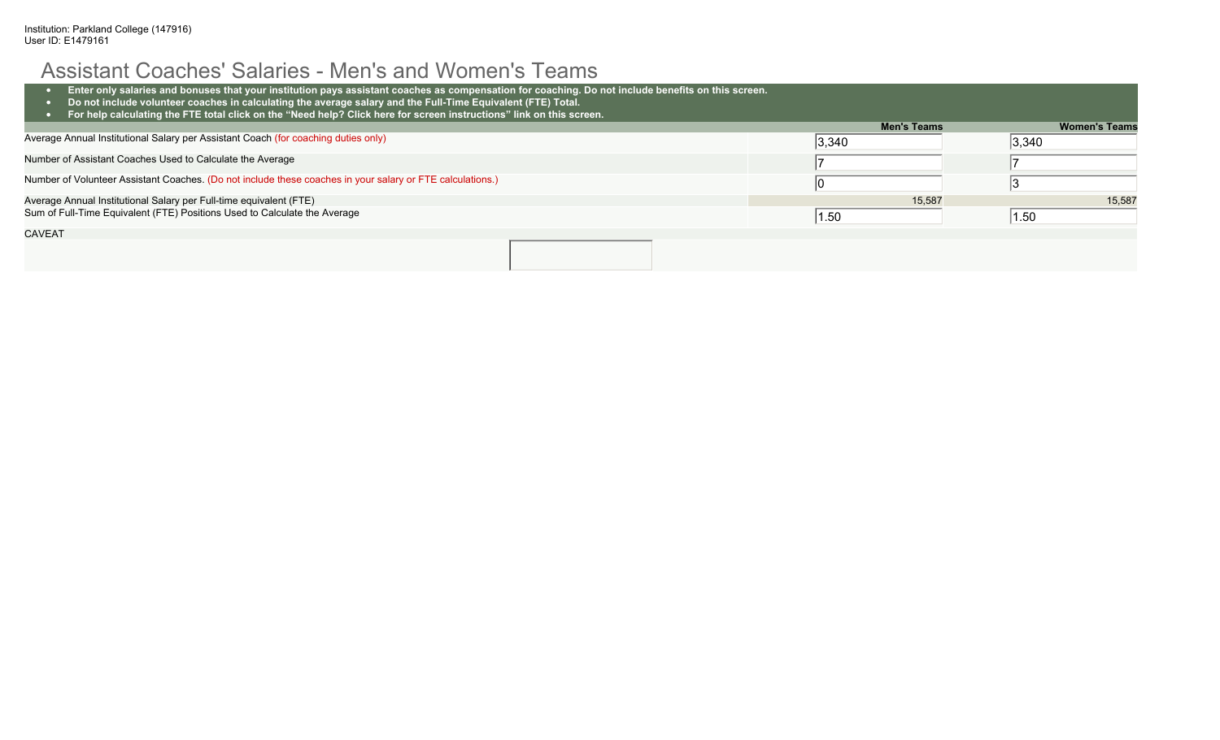Institution: Parkland College (147916)
User ID: E1479161

# Assistant Coaches' Salaries - Men's and Women's Teams

- **Enter only salaries and bonuses that your institution pays assistant coaches as compensation for coaching. Do not include benefits on this screen.**
- **Do not include volunteer coaches in calculating the average salary and the Full-Time Equivalent (FTE) Total.**
- **For help calculating the FTE total click on the "Need help? Click here for screen instructions" link on this screen.**

| | Men's Teams | Women's Teams |
|---|---|---|
| Average Annual Institutional Salary per Assistant Coach (for coaching duties only) | 3,340 | 3,340 |
| Number of Assistant Coaches Used to Calculate the Average | 7 | 7 |
| Number of Volunteer Assistant Coaches. (Do not include these coaches in your salary or FTE calculations.) | 0 | 3 |
| Average Annual Institutional Salary per Full-time equivalent (FTE) | 15,587 | 15,587 |
| Sum of Full-Time Equivalent (FTE) Positions Used to Calculate the Average | 1.50 | 1.50 |

CAVEAT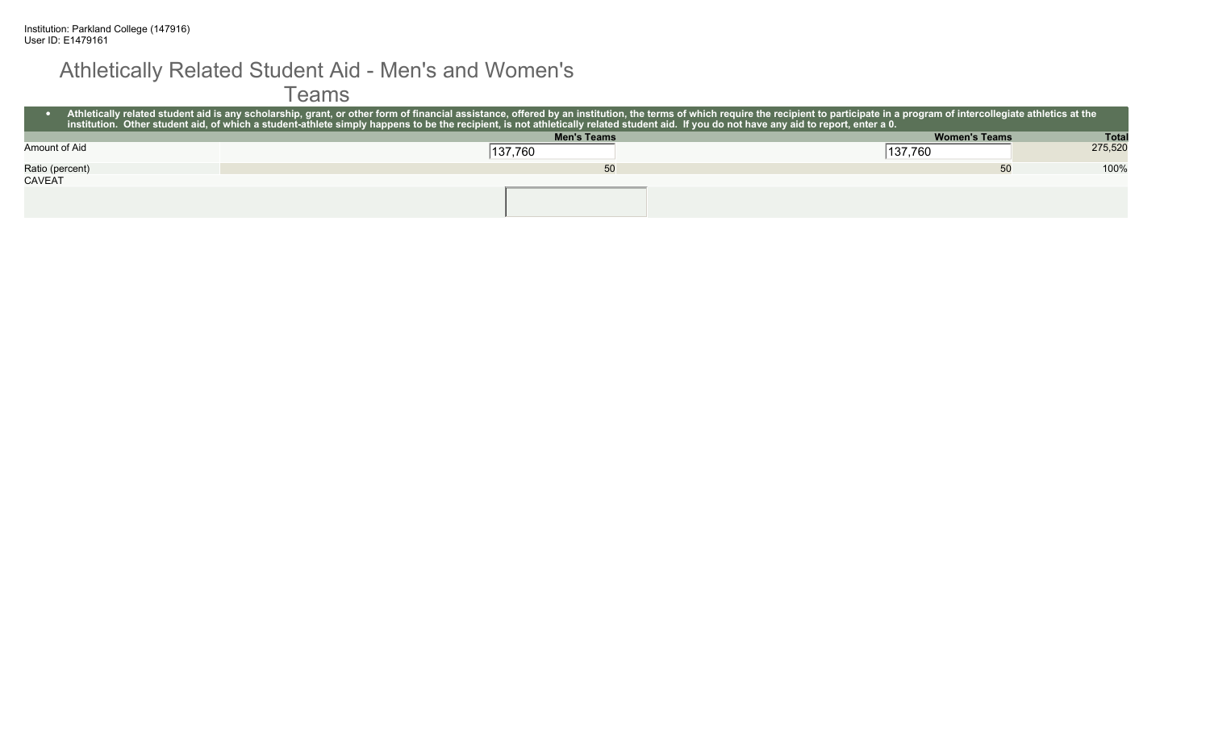Institution: Parkland College (147916)
User ID: E1479161

# Athletically Related Student Aid - Men's and Women's Teams

- **Athletically related student aid is any scholarship, grant, or other form of financial assistance, offered by an institution, the terms of which require the recipient to participate in a program of intercollegiate athletics at the institution. Other student aid, of which a student-athlete simply happens to be the recipient, is not athletically related student aid. If you do not have any aid to report, enter a 0.**

| | Men's Teams | Women's Teams | Total |
|---|---|---|---|
| Amount of Aid | 137,760 | 137,760 | 275,520 |
| Ratio (percent) | 50 | 50 | 100% |

CAVEAT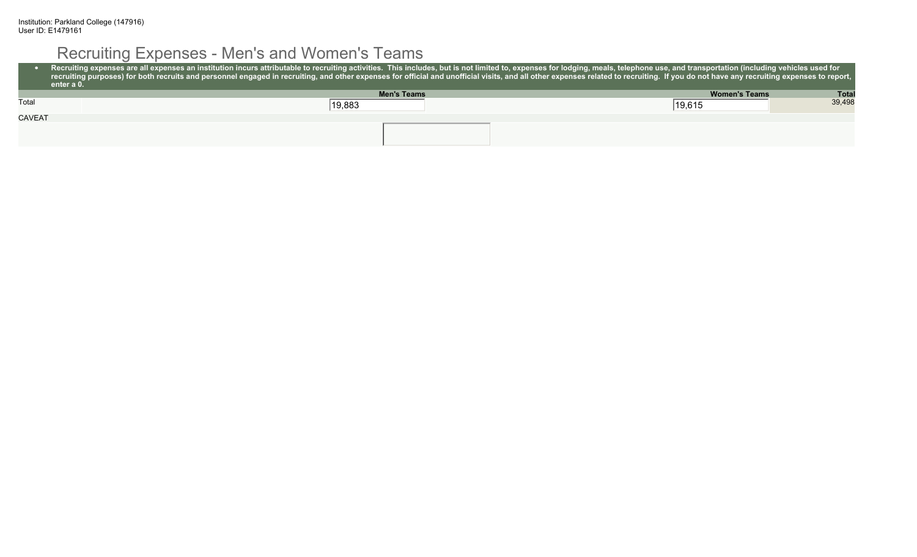Institution: Parkland College (147916)
User ID: E1479161

# Recruiting Expenses - Men's and Women's Teams

- **Recruiting expenses are all expenses an institution incurs attributable to recruiting activities. This includes, but is not limited to, expenses for lodging, meals, telephone use, and transportation (including vehicles used for recruiting purposes) for both recruits and personnel engaged in recruiting, and other expenses for official and unofficial visits, and all other expenses related to recruiting. If you do not have any recruiting expenses to report, enter a 0.**

| | Men's Teams | Women's Teams | Total |
|---|---|---|---|
| Total | 19,883 | 19,615 | 39,498 |

CAVEAT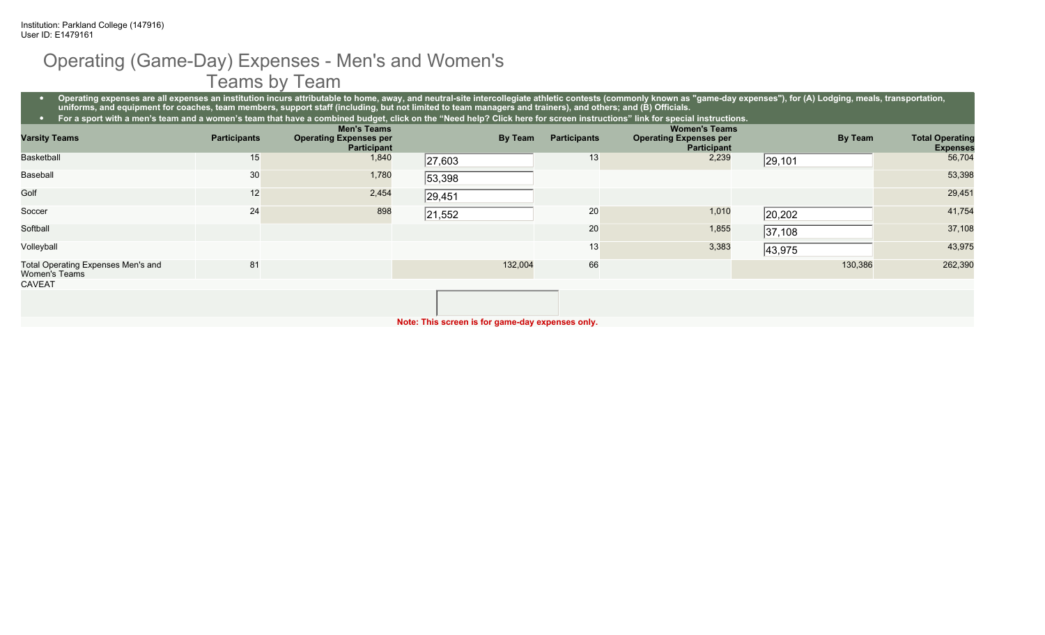Institution: Parkland College (147916)
User ID: E1479161

# Operating (Game-Day) Expenses - Men's and Women's Teams by Team

- Operating expenses are all expenses an institution incurs attributable to home, away, and neutral-site intercollegiate athletic contests (commonly known as "game-day expenses"), for (A) Lodging, meals, transportation, uniforms, and equipment for coaches, team members, support staff (including, but not limited to team managers and trainers), and others; and (B) Officials.
- For a sport with a men's team and a women's team that have a combined budget, click on the "Need help? Click here for screen instructions" link for special instructions.

| Varsity Teams | Participants | Men's Teams Operating Expenses per Participant | By Team | Participants | Women's Teams Operating Expenses per Participant | By Team | Total Operating Expenses |
|---|---|---|---|---|---|---|---|
| Basketball | 15 | 1,840 | 27,603 | 13 | 2,239 | 29,101 | 56,704 |
| Baseball | 30 | 1,780 | 53,398 | | | | 53,398 |
| Golf | 12 | 2,454 | 29,451 | | | | 29,451 |
| Soccer | 24 | 898 | 21,552 | 20 | 1,010 | 20,202 | 41,754 |
| Softball | | | | 20 | 1,855 | 37,108 | 37,108 |
| Volleyball | | | | 13 | 3,383 | 43,975 | 43,975 |
| Total Operating Expenses Men's and Women's Teams | 81 | | 132,004 | 66 | | 130,386 | 262,390 |

CAVEAT

**Note: This screen is for game-day expenses only.**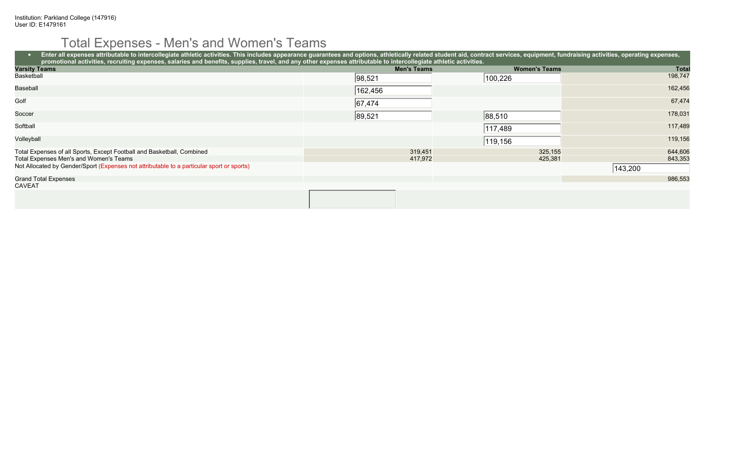Institution: Parkland College (147916)
User ID: E1479161

# Total Expenses - Men's and Women's Teams

- **Enter all expenses attributable to intercollegiate athletic activities. This includes appearance guarantees and options, athletically related student aid, contract services, equipment, fundraising activities, operating expenses, promotional activities, recruiting expenses, salaries and benefits, supplies, travel, and any other expenses attributable to intercollegiate athletic activities.**

| Varsity Teams | Men's Teams | Women's Teams | Total |
|---|---|---|---|
| Basketball | 98,521 | 100,226 | 198,747 |
| Baseball | 162,456 | | 162,456 |
| Golf | 67,474 | | 67,474 |
| Soccer | 89,521 | 88,510 | 178,031 |
| Softball | | 117,489 | 117,489 |
| Volleyball | | 119,156 | 119,156 |
| Total Expenses of all Sports, Except Football and Basketball, Combined | 319,451 | 325,155 | 644,606 |
| Total Expenses Men's and Women's Teams | 417,972 | 425,381 | 843,353 |
| Not Allocated by Gender/Sport (Expenses not attributable to a particular sport or sports) | | | 143,200 |
| Grand Total Expenses | | | 986,553 |

CAVEAT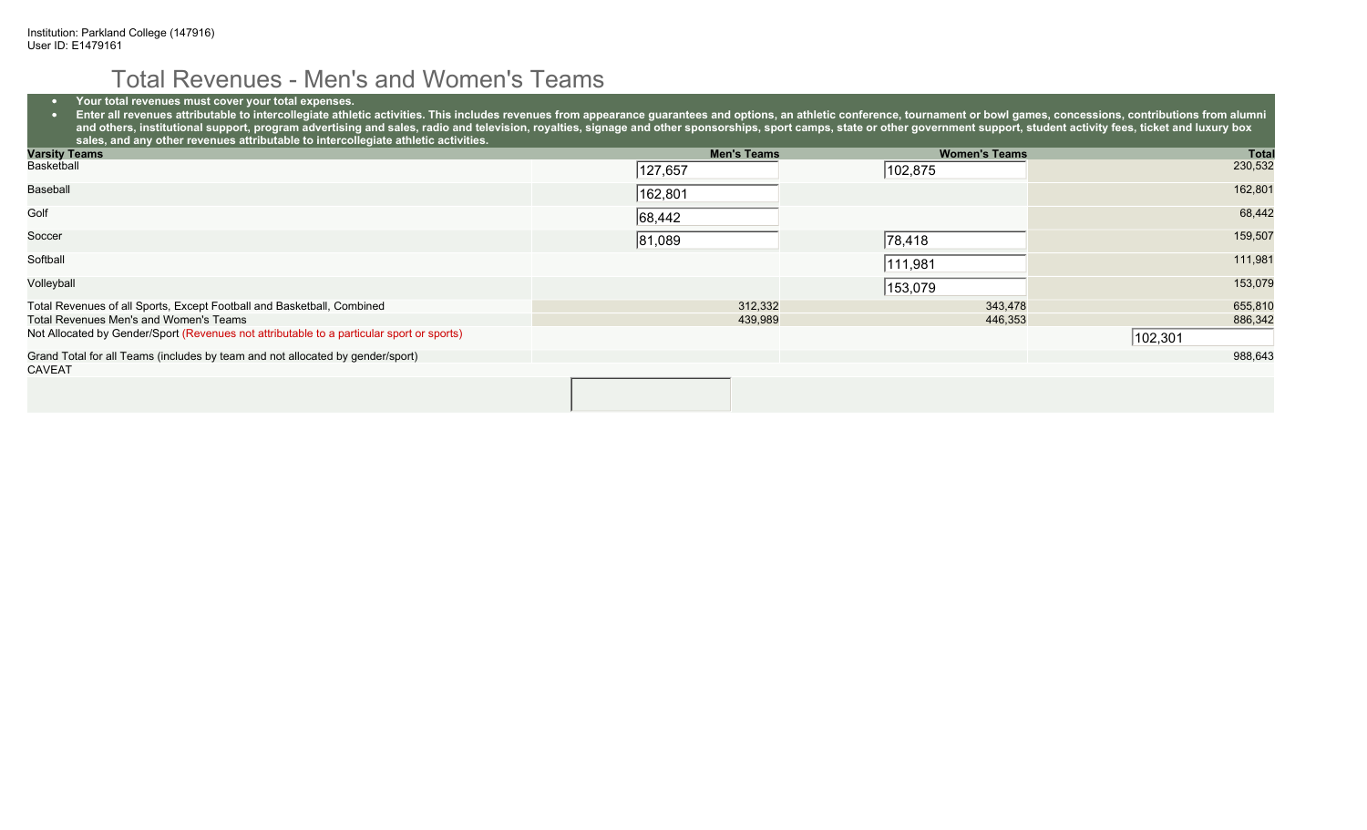Institution: Parkland College (147916)
User ID: E1479161

# Total Revenues - Men's and Women's Teams

- **Your total revenues must cover your total expenses.**
- **Enter all revenues attributable to intercollegiate athletic activities. This includes revenues from appearance guarantees and options, an athletic conference, tournament or bowl games, concessions, contributions from alumni and others, institutional support, program advertising and sales, radio and television, royalties, signage and other sponsorships, sport camps, state or other government support, student activity fees, ticket and luxury box sales, and any other revenues attributable to intercollegiate athletic activities.**

| Varsity Teams | Men's Teams | Women's Teams | Total |
|---|---|---|---|
| Basketball | 127,657 | 102,875 | 230,532 |
| Baseball | 162,801 | | 162,801 |
| Golf | 68,442 | | 68,442 |
| Soccer | 81,089 | 78,418 | 159,507 |
| Softball | | 111,981 | 111,981 |
| Volleyball | | 153,079 | 153,079 |
| Total Revenues of all Sports, Except Football and Basketball, Combined | 312,332 | 343,478 | 655,810 |
| Total Revenues Men's and Women's Teams | 439,989 | 446,353 | 886,342 |
| Not Allocated by Gender/Sport (Revenues not attributable to a particular sport or sports) | | | 102,301 |
| Grand Total for all Teams (includes by team and not allocated by gender/sport) | | | 988,643 |

CAVEAT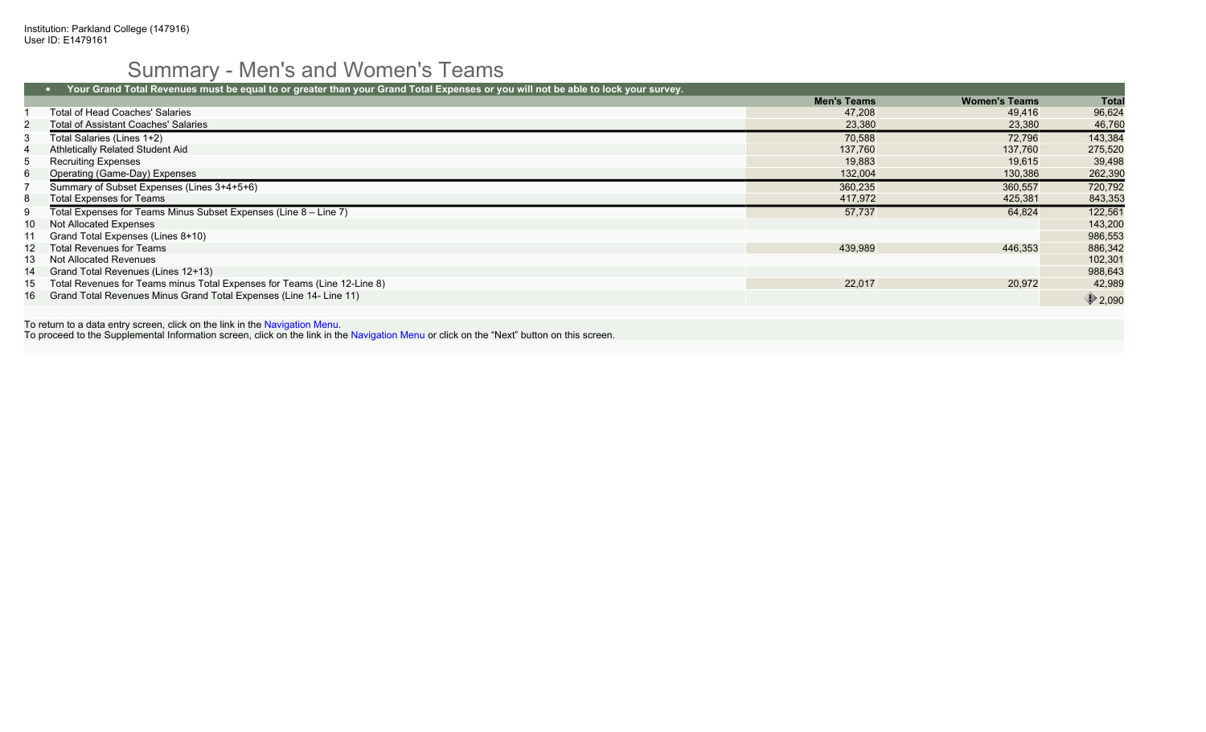Institution: Parkland College (147916)
User ID: E1479161

# Summary - Men's and Women's Teams

- **Your Grand Total Revenues must be equal to or greater than your Grand Total Expenses or you will not be able to lock your survey.**

| | | Men's Teams | Women's Teams | Total |
|---|---|---|---|---|
| 1 | Total of Head Coaches' Salaries | 47,208 | 49,416 | 96,624 |
| 2 | Total of Assistant Coaches' Salaries | 23,380 | 23,380 | 46,760 |
| 3 | Total Salaries (Lines 1+2) | 70,588 | 72,796 | 143,384 |
| 4 | Athletically Related Student Aid | 137,760 | 137,760 | 275,520 |
| 5 | Recruiting Expenses | 19,883 | 19,615 | 39,498 |
| 6 | Operating (Game-Day) Expenses | 132,004 | 130,386 | 262,390 |
| 7 | Summary of Subset Expenses (Lines 3+4+5+6) | 360,235 | 360,557 | 720,792 |
| 8 | Total Expenses for Teams | 417,972 | 425,381 | 843,353 |
| 9 | Total Expenses for Teams Minus Subset Expenses (Line 8 – Line 7) | 57,737 | 64,824 | 122,561 |
| 10 | Not Allocated Expenses | | | 143,200 |
| 11 | Grand Total Expenses (Lines 8+10) | | | 986,553 |
| 12 | Total Revenues for Teams | 439,989 | 446,353 | 886,342 |
| 13 | Not Allocated Revenues | | | 102,301 |
| 14 | Grand Total Revenues (Lines 12+13) | | | 988,643 |
| 15 | Total Revenues for Teams minus Total Expenses for Teams (Line 12-Line 8) | 22,017 | 20,972 | 42,989 |
| 16 | Grand Total Revenues Minus Grand Total Expenses (Line 14- Line 11) | | | 2,090 |

To return to a data entry screen, click on the link in the Navigation Menu.
To proceed to the Supplemental Information screen, click on the link in the Navigation Menu or click on the "Next" button on this screen.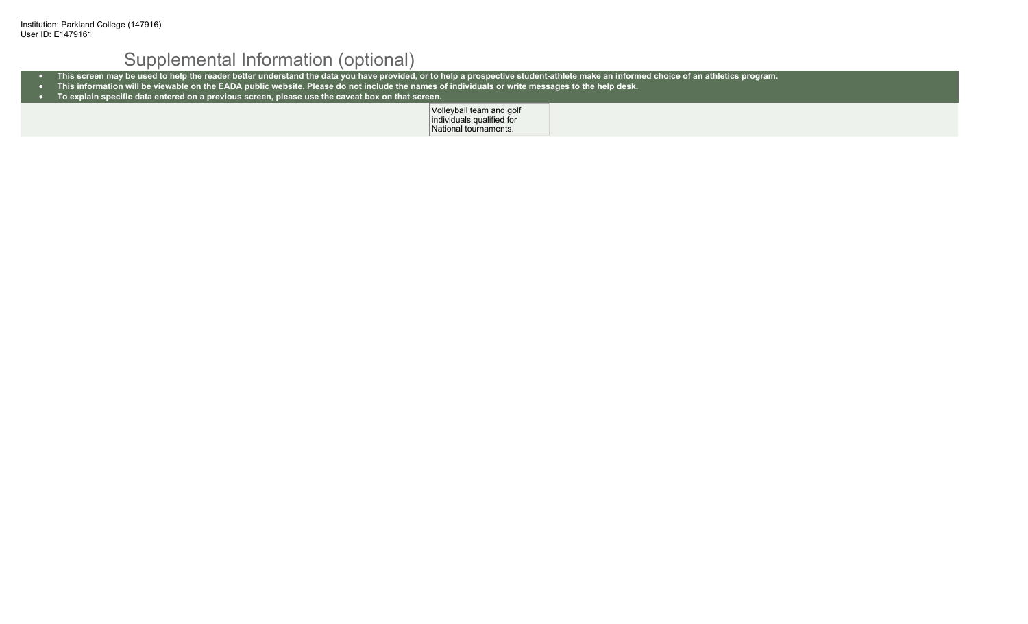Institution: Parkland College (147916)
User ID: E1479161

# Supplemental Information (optional)

- **This screen may be used to help the reader better understand the data you have provided, or to help a prospective student-athlete make an informed choice of an athletics program.**
- **This information will be viewable on the EADA public website. Please do not include the names of individuals or write messages to the help desk.**
- **To explain specific data entered on a previous screen, please use the caveat box on that screen.**

Volleyball team and golf individuals qualified for National tournaments.